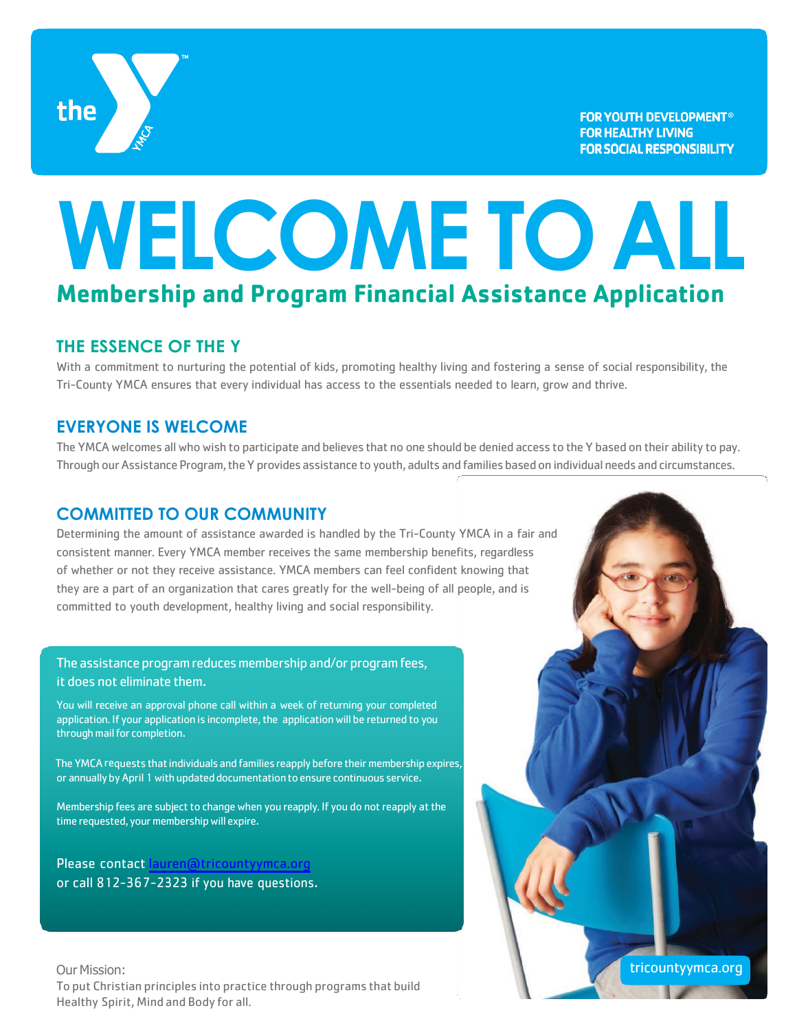the YMCA

FOR YOUTH DEVELOPMENT®
FOR HEALTHY LIVING
FOR SOCIAL RESPONSIBILITY

# WELCOME TO ALL

## Membership and Program Financial Assistance Application

### THE ESSENCE OF THE Y

With a commitment to nurturing the potential of kids, promoting healthy living and fostering a sense of social responsibility, the Tri-County YMCA ensures that every individual has access to the essentials needed to learn, grow and thrive.

### EVERYONE IS WELCOME

The YMCA welcomes all who wish to participate and believes that no one should be denied access to the Y based on their ability to pay. Through our Assistance Program, the Y provides assistance to youth, adults and families based on individual needs and circumstances.

### COMMITTED TO OUR COMMUNITY

Determining the amount of assistance awarded is handled by the Tri-County YMCA in a fair and consistent manner. Every YMCA member receives the same membership benefits, regardless of whether or not they receive assistance. YMCA members can feel confident knowing that they are a part of an organization that cares greatly for the well-being of all people, and is committed to youth development, healthy living and social responsibility.

The assistance program reduces membership and/or program fees, it does not eliminate them.

You will receive an approval phone call within a week of returning your completed application. If your application is incomplete, the application will be returned to you through mail for completion.

The YMCA requests that individuals and families reapply before their membership expires, or annually by April 1 with updated documentation to ensure continuous service.

Membership fees are subject to change when you reapply. If you do not reapply at the time requested, your membership will expire.

Please contact lauren@tricountyymca.org or call 812-367-2323 if you have questions.

tricountyymca.org

Our Mission:
To put Christian principles into practice through programs that build Healthy Spirit, Mind and Body for all.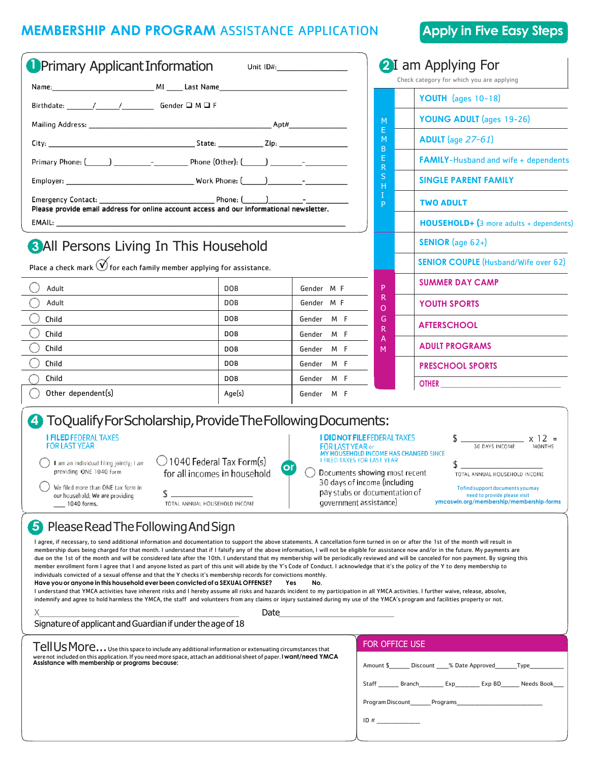# MEMBERSHIP AND PROGRAM ASSISTANCE APPLICATION

**Apply in Five Easy Steps**

## 1 Primary Applicant Information

Unit ID#:_______________

Name:_________________________ MI ____ Last Name_________________________

Birthdate: ______/______/________ Gender ❑ M ❑ F

Mailing Address: _____________________________________________ Apt#__________

City: _______________________________ State: __________ Zip: ______________

Primary Phone: (_____) ________-________ Phone (Other): (_____) _______-_________

Employer: _____________________________ Work Phone: (_____)________-__________

Emergency Contact: ___________________________ Phone: (_____)_______-__________

Please provide email address for online account access and our informational newsletter.

EMAIL: ___________________________________________________________________

## 2 I am Applying For

Check category for which you are applying

**MEMBERSHIP**

- YOUTH (ages 10-18)
- YOUNG ADULT (ages 19-26)
- ADULT (age 27-61)
- FAMILY-Husband and wife + dependents
- SINGLE PARENT FAMILY
- TWO ADULT
- HOUSEHOLD+ (3 more adults + dependents)
- SENIOR (age 62+)
- SENIOR COUPLE (Husband/Wife over 62)

**PROGRAM**

- SUMMER DAY CAMP
- YOUTH SPORTS
- AFTERSCHOOL
- ADULT PROGRAMS
- PRESCHOOL SPORTS
- OTHER ______________________

## 3 All Persons Living In This Household

Place a check mark (√) for each family member applying for assistance.

| | | |
|---|---|---|
| ◯ Adult | DOB | Gender M F |
| ◯ Adult | DOB | Gender M F |
| ◯ Child | DOB | Gender M F |
| ◯ Child | DOB | Gender M F |
| ◯ Child | DOB | Gender M F |
| ◯ Child | DOB | Gender M F |
| ◯ Child | DOB | Gender M F |
| ◯ Other dependent(s) | Age(s) | Gender M F |

## 4 To Qualify For Scholarship, Provide The Following Documents:

**I FILED FEDERAL TAXES FOR LAST YEAR**

◯ I am an individual filing jointly; I am providing ONE 1040 form

◯ We filed more than ONE tax form in our household; We are providing ____ 1040 forms.

◯ 1040 Federal Tax Form(s) for all incomes in household

$ ____________________ TOTAL ANNUAL HOUSEHOLD INCOME

**or**

**I DID NOT FILE FEDERAL TAXES FOR LAST YEAR** or **MY HOUSEHOLD INCOME HAS CHANGED SINCE I FILED TAXES FOR LAST YEAR**

◯ Documents showing most recent 30 days of income (including pay stubs or documentation of government assistance)

$ ________________ x 12 =
30 DAYS INCOME MONTHS

$ ____________________
TOTAL ANNUAL HOUSEHOLD INCOME

To find support documents you may need to provide please visit ymcaswin.org/membership/membership-forms

## 5 Please Read The Following And Sign

I agree, if necessary, to send additional information and documentation to support the above statements. A cancellation form turned in on or after the 1st of the month will result in membership dues being charged for that month. I understand that if I falsify any of the above information, I will not be eligible for assistance now and/or in the future. My payments are due on the 1st of the month and will be considered late after the 10th. I understand that my membership will be periodically reviewed and will be canceled for non payment. By signing this member enrollment form I agree that I and anyone listed as part of this unit will abide by the Y's Code of Conduct. I acknowledge that it's the policy of the Y to deny membership to individuals convicted of a sexual offense and that the Y checks it's membership records for convictions monthly.

**Have you or anyone in this household ever been convicted of a SEXUAL OFFENSE? Yes No.**

I understand that YMCA activities have inherent risks and I hereby assume all risks and hazards incident to my participation in all YMCA activities. I further waive, release, absolve, indemnify and agree to hold harmless the YMCA, the staff and volunteers from any claims or injury sustained during my use of the YMCA's program and facilities property or not.

X_____________________________________________ Date_________________________

Signature of applicant and Guardian if under the age of 18

## Tell Us More...

Use this space to include any additional information or extenuating circumstances that were not included on this application. If you need more space, attach an additional sheet of paper. **I want/need YMCA Assistance with membership or programs because:**

### FOR OFFICE USE

Amount $______ Discount ___% Date Approved______Type__________

Staff ______ Branch_______ Exp_______ Exp BD_____ Needs Book___

Program Discount______ Programs_________________________

ID # ______________